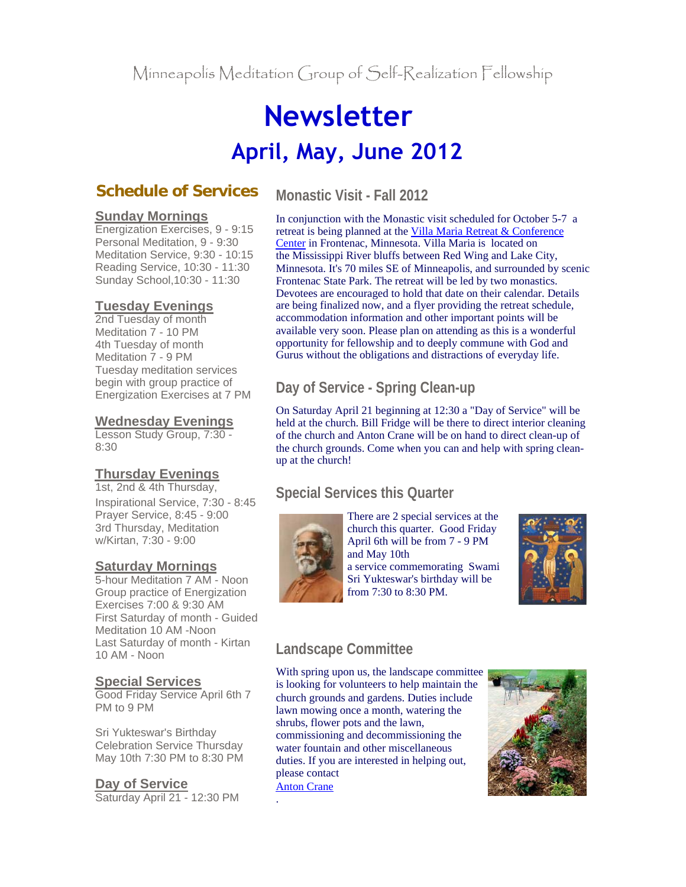Minneapolis Meditation Group of Self-Realization Fellowship

# Newsletter

## April, May, June 2012

## Schedule of Services

### Sunday Mornings

Energization Exercises, 9 - 9:15
Personal Meditation, 9 - 9:30
Meditation Service, 9:30 - 10:15
Reading Service, 10:30 - 11:30
Sunday School,10:30 - 11:30

### Tuesday Evenings

2nd Tuesday of month
Meditation 7 - 10 PM
4th Tuesday of month
Meditation 7 - 9 PM
Tuesday meditation services begin with group practice of Energization Exercises at 7 PM

### Wednesday Evenings

Lesson Study Group, 7:30 - 8:30

### Thursday Evenings

1st, 2nd & 4th Thursday,
Inspirational Service, 7:30 - 8:45
Prayer Service, 8:45 - 9:00
3rd Thursday, Meditation w/Kirtan, 7:30 - 9:00

### Saturday Mornings

5-hour Meditation 7 AM - Noon
Group practice of Energization Exercises 7:00 & 9:30 AM
First Saturday of month - Guided Meditation 10 AM -Noon
Last Saturday of month - Kirtan 10 AM - Noon

### Special Services

Good Friday Service April 6th 7 PM to 9 PM

Sri Yukteswar's Birthday Celebration Service Thursday May 10th 7:30 PM to 8:30 PM

### Day of Service

Saturday April 21 - 12:30 PM

## Monastic Visit - Fall 2012

In conjunction with the Monastic visit scheduled for October 5-7 a retreat is being planned at the Villa Maria Retreat & Conference Center in Frontenac, Minnesota. Villa Maria is located on the Mississippi River bluffs between Red Wing and Lake City, Minnesota. It's 70 miles SE of Minneapolis, and surrounded by scenic Frontenac State Park. The retreat will be led by two monastics. Devotees are encouraged to hold that date on their calendar. Details are being finalized now, and a flyer providing the retreat schedule, accommodation information and other important points will be available very soon. Please plan on attending as this is a wonderful opportunity for fellowship and to deeply commune with God and Gurus without the obligations and distractions of everyday life.

## Day of Service - Spring Clean-up

On Saturday April 21 beginning at 12:30 a "Day of Service" will be held at the church. Bill Fridge will be there to direct interior cleaning of the church and Anton Crane will be on hand to direct clean-up of the church grounds. Come when you can and help with spring clean-up at the church!

## Special Services this Quarter

There are 2 special services at the church this quarter. Good Friday April 6th will be from 7 - 9 PM and May 10th a service commemorating Swami Sri Yukteswar's birthday will be from 7:30 to 8:30 PM.

## Landscape Committee

With spring upon us, the landscape committee is looking for volunteers to help maintain the church grounds and gardens. Duties include lawn mowing once a month, watering the shrubs, flower pots and the lawn, commissioning and decommissioning the water fountain and other miscellaneous duties. If you are interested in helping out, please contact Anton Crane
.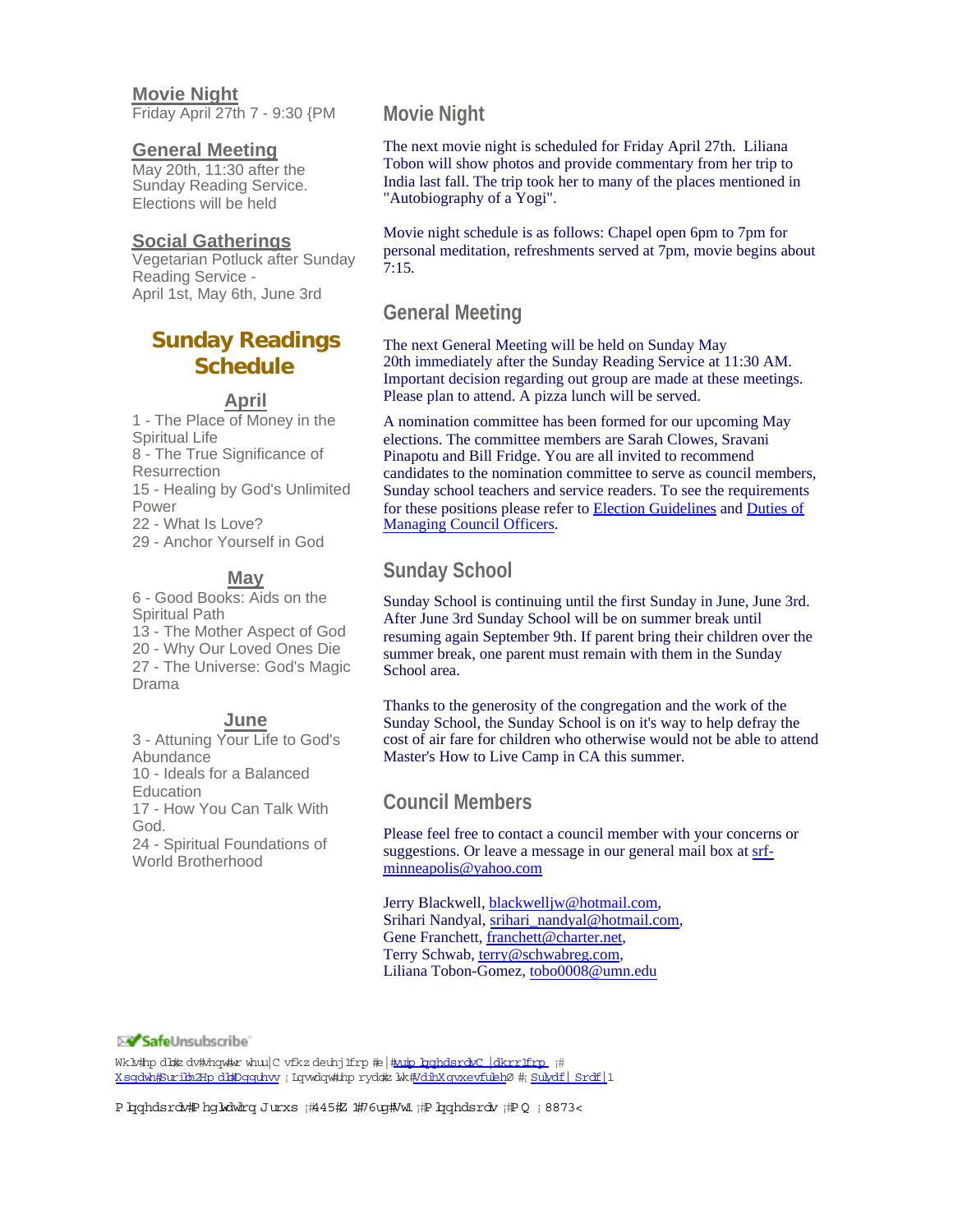## Movie Night

Friday April 27th 7 - 9:30 {PM

## General Meeting

May 20th, 11:30 after the Sunday Reading Service. Elections will be held

## Social Gatherings

Vegetarian Potluck after Sunday Reading Service -
April 1st, May 6th, June 3rd

## Sunday Readings Schedule

### April

1 - The Place of Money in the Spiritual Life
8 - The True Significance of Resurrection
15 - Healing by God's Unlimited Power
22 - What Is Love?
29 - Anchor Yourself in God

### May

6 - Good Books: Aids on the Spiritual Path
13 - The Mother Aspect of God
20 - Why Our Loved Ones Die
27 - The Universe: God's Magic Drama

### June

3 - Attuning Your Life to God's Abundance
10 - Ideals for a Balanced Education
17 - How You Can Talk With God.
24 - Spiritual Foundations of World Brotherhood

## Movie Night

The next movie night is scheduled for Friday April 27th. Liliana Tobon will show photos and provide commentary from her trip to India last fall. The trip took her to many of the places mentioned in "Autobiography of a Yogi".

Movie night schedule is as follows: Chapel open 6pm to 7pm for personal meditation, refreshments served at 7pm, movie begins about 7:15.

## General Meeting

The next General Meeting will be held on Sunday May 20th immediately after the Sunday Reading Service at 11:30 AM. Important decision regarding out group are made at these meetings. Please plan to attend. A pizza lunch will be served.

A nomination committee has been formed for our upcoming May elections. The committee members are Sarah Clowes, Sravani Pinapotu and Bill Fridge. You are all invited to recommend candidates to the nomination committee to serve as council members, Sunday school teachers and service readers. To see the requirements for these positions please refer to Election Guidelines and Duties of Managing Council Officers.

## Sunday School

Sunday School is continuing until the first Sunday in June, June 3rd. After June 3rd Sunday School will be on summer break until resuming again September 9th. If parent bring their children over the summer break, one parent must remain with them in the Sunday School area.

Thanks to the generosity of the congregation and the work of the Sunday School, the Sunday School is on it's way to help defray the cost of air fare for children who otherwise would not be able to attend Master's How to Live Camp in CA this summer.

## Council Members

Please feel free to contact a council member with your concerns or suggestions. Or leave a message in our general mail box at srf-minneapolis@yahoo.com

Jerry Blackwell, blackwelljw@hotmail.com,
Srihari Nandyal, srihari_nandyal@hotmail.com,
Gene Franchett, franchett@charter.net,
Terry Schwab, terry@schwabreg.com,
Liliana Tobon-Gomez, tobo0008@umn.edu

SafeUnsubscribe

Wklv#hp dlo#z dv#vhqw#wr whuu|C vfkz deuhj1frp #e|#vuip lqqhdsrdvC |dkrr1frp #
Xsgdwh#Surilo h2Hp dlo#Dgguhvv ¦ Lqvwdqw#uhp ryd#z lwk#VdihXqvxevfuleh ¦ Sulydf| Srdf|1

P lqqhdsrdv#P hglwdwlrq Jurxs ¦#445#Z 1#76wk#Vw1 ¦#P lqqhdsrdv ¦#P Q ¦ 8873<